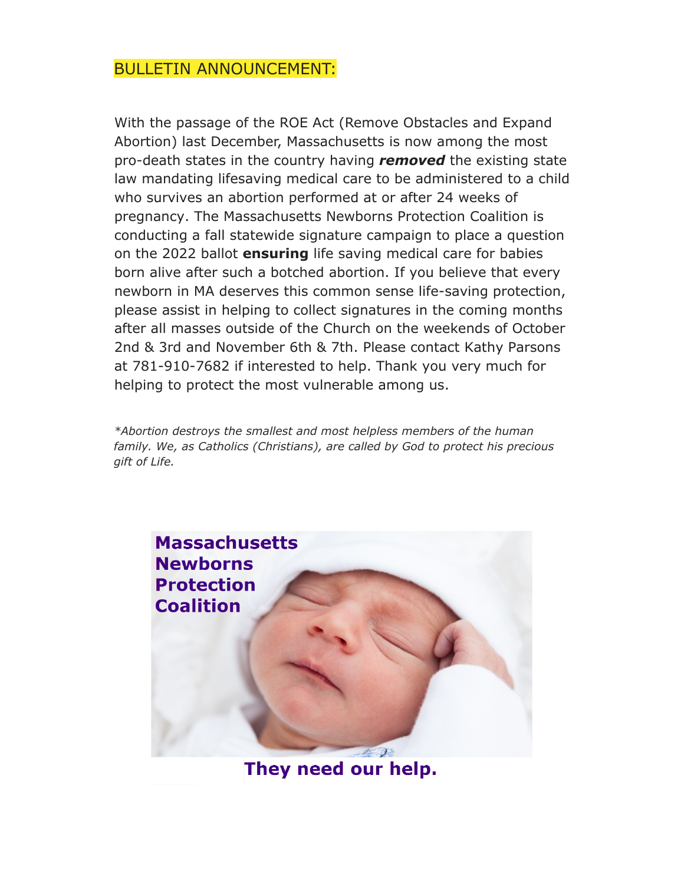BULLETIN ANNOUNCEMENT:

With the passage of the ROE Act (Remove Obstacles and Expand Abortion) last December, Massachusetts is now among the most pro-death states in the country having ***removed*** the existing state law mandating lifesaving medical care to be administered to a child who survives an abortion performed at or after 24 weeks of pregnancy. The Massachusetts Newborns Protection Coalition is conducting a fall statewide signature campaign to place a question on the 2022 ballot **ensuring** life saving medical care for babies born alive after such a botched abortion. If you believe that every newborn in MA deserves this common sense life-saving protection, please assist in helping to collect signatures in the coming months after all masses outside of the Church on the weekends of October 2nd & 3rd and November 6th & 7th. Please contact Kathy Parsons at 781-910-7682 if interested to help. Thank you very much for helping to protect the most vulnerable among us.

**Abortion destroys the smallest and most helpless members of the human family. We, as Catholics (Christians), are called by God to protect his precious gift of Life.*

**Massachusetts Newborns Protection Coalition**

**They need our help.**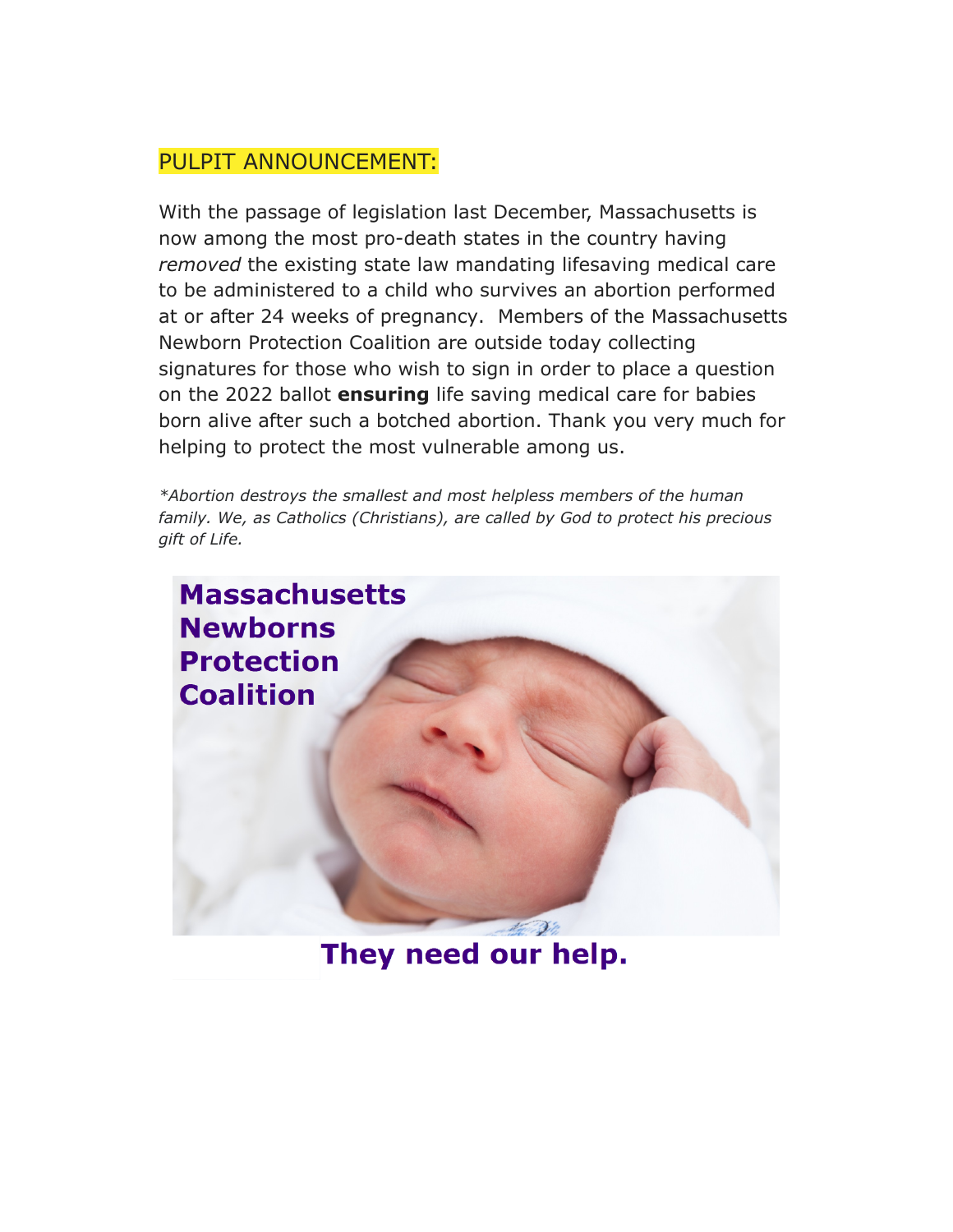PULPIT ANNOUNCEMENT:

With the passage of legislation last December, Massachusetts is now among the most pro-death states in the country having *removed* the existing state law mandating lifesaving medical care to be administered to a child who survives an abortion performed at or after 24 weeks of pregnancy. Members of the Massachusetts Newborn Protection Coalition are outside today collecting signatures for those who wish to sign in order to place a question on the 2022 ballot **ensuring** life saving medical care for babies born alive after such a botched abortion. Thank you very much for helping to protect the most vulnerable among us.

*\*Abortion destroys the smallest and most helpless members of the human family. We, as Catholics (Christians), are called by God to protect his precious gift of Life.*

**Massachusetts Newborns Protection Coalition**

**They need our help.**